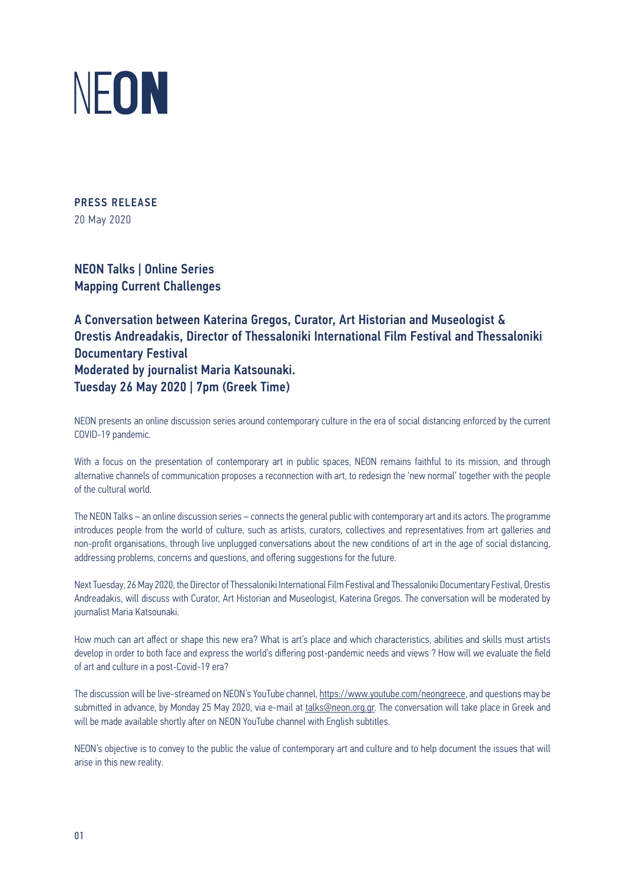# NEON

**PRESS RELEASE**
20 May 2020

## NEON Talks | Online Series
## Mapping Current Challenges

### A Conversation between Katerina Gregos, Curator, Art Historian and Museologist & Orestis Andreadakis, Director of Thessaloniki International Film Festival and Thessaloniki Documentary Festival
### Moderated by journalist Maria Katsounaki.
### Tuesday 26 May 2020 | 7pm (Greek Time)

NEON presents an online discussion series around contemporary culture in the era of social distancing enforced by the current COVID-19 pandemic.

With a focus on the presentation of contemporary art in public spaces, NEON remains faithful to its mission, and through alternative channels of communication proposes a reconnection with art, to redesign the 'new normal' together with the people of the cultural world.

The NEON Talks – an online discussion series – connects the general public with contemporary art and its actors. The programme introduces people from the world of culture, such as artists, curators, collectives and representatives from art galleries and non-profit organisations, through live unplugged conversations about the new conditions of art in the age of social distancing, addressing problems, concerns and questions, and offering suggestions for the future.

Next Tuesday, 26 May 2020, the Director of Thessaloniki International Film Festival and Thessaloniki Documentary Festival, Orestis Andreadakis, will discuss with Curator, Art Historian and Museologist, Katerina Gregos. The conversation will be moderated by journalist Maria Katsounaki.

How much can art affect or shape this new era? What is art's place and which characteristics, abilities and skills must artists develop in order to both face and express the world's differing post-pandemic needs and views ? How will we evaluate the field of art and culture in a post-Covid-19 era?

The discussion will be live-streamed on NEON's YouTube channel, https://www.youtube.com/neongreece, and questions may be submitted in advance, by Monday 25 May 2020, via e-mail at talks@neon.org.gr. The conversation will take place in Greek and will be made available shortly after on NEON YouTube channel with English subtitles.

NEON's objective is to convey to the public the value of contemporary art and culture and to help document the issues that will arise in this new reality.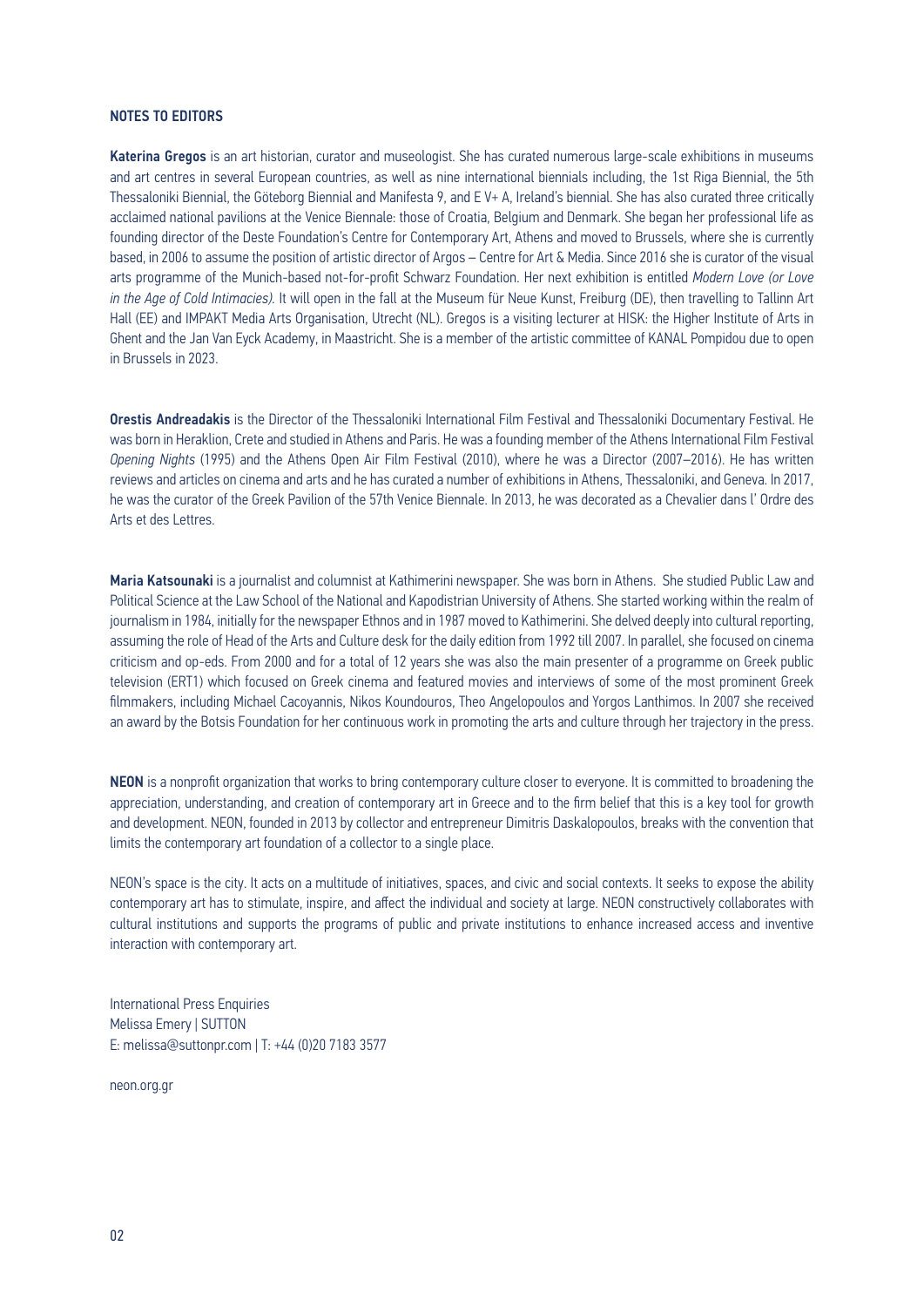## NOTES TO EDITORS

**Katerina Gregos** is an art historian, curator and museologist. She has curated numerous large-scale exhibitions in museums and art centres in several European countries, as well as nine international biennials including, the 1st Riga Biennial, the 5th Thessaloniki Biennial, the Göteborg Biennial and Manifesta 9, and E V+ A, Ireland's biennial. She has also curated three critically acclaimed national pavilions at the Venice Biennale: those of Croatia, Belgium and Denmark. She began her professional life as founding director of the Deste Foundation's Centre for Contemporary Art, Athens and moved to Brussels, where she is currently based, in 2006 to assume the position of artistic director of Argos – Centre for Art & Media. Since 2016 she is curator of the visual arts programme of the Munich-based not-for-profit Schwarz Foundation. Her next exhibition is entitled *Modern Love (or Love in the Age of Cold Intimacies)*. It will open in the fall at the Museum für Neue Kunst, Freiburg (DE), then travelling to Tallinn Art Hall (EE) and IMPAKT Media Arts Organisation, Utrecht (NL). Gregos is a visiting lecturer at HISK: the Higher Institute of Arts in Ghent and the Jan Van Eyck Academy, in Maastricht. She is a member of the artistic committee of KANAL Pompidou due to open in Brussels in 2023.

**Orestis Andreadakis** is the Director of the Thessaloniki International Film Festival and Thessaloniki Documentary Festival. He was born in Heraklion, Crete and studied in Athens and Paris. He was a founding member of the Athens International Film Festival *Opening Nights* (1995) and the Athens Open Air Film Festival (2010), where he was a Director (2007–2016). He has written reviews and articles on cinema and arts and he has curated a number of exhibitions in Athens, Thessaloniki, and Geneva. In 2017, he was the curator of the Greek Pavilion of the 57th Venice Biennale. In 2013, he was decorated as a Chevalier dans l' Ordre des Arts et des Lettres.

**Maria Katsounaki** is a journalist and columnist at Kathimerini newspaper. She was born in Athens. She studied Public Law and Political Science at the Law School of the National and Kapodistrian University of Athens. She started working within the realm of journalism in 1984, initially for the newspaper Ethnos and in 1987 moved to Kathimerini. She delved deeply into cultural reporting, assuming the role of Head of the Arts and Culture desk for the daily edition from 1992 till 2007. In parallel, she focused on cinema criticism and op-eds. From 2000 and for a total of 12 years she was also the main presenter of a programme on Greek public television (ERT1) which focused on Greek cinema and featured movies and interviews of some of the most prominent Greek filmmakers, including Michael Cacoyannis, Nikos Koundouros, Theo Angelopoulos and Yorgos Lanthimos. In 2007 she received an award by the Botsis Foundation for her continuous work in promoting the arts and culture through her trajectory in the press.

**NEON** is a nonprofit organization that works to bring contemporary culture closer to everyone. It is committed to broadening the appreciation, understanding, and creation of contemporary art in Greece and to the firm belief that this is a key tool for growth and development. NEON, founded in 2013 by collector and entrepreneur Dimitris Daskalopoulos, breaks with the convention that limits the contemporary art foundation of a collector to a single place.

NEON's space is the city. It acts on a multitude of initiatives, spaces, and civic and social contexts. It seeks to expose the ability contemporary art has to stimulate, inspire, and affect the individual and society at large. NEON constructively collaborates with cultural institutions and supports the programs of public and private institutions to enhance increased access and inventive interaction with contemporary art.

International Press Enquiries
Melissa Emery | SUTTON
E: melissa@suttonpr.com | T: +44 (0)20 7183 3577

neon.org.gr